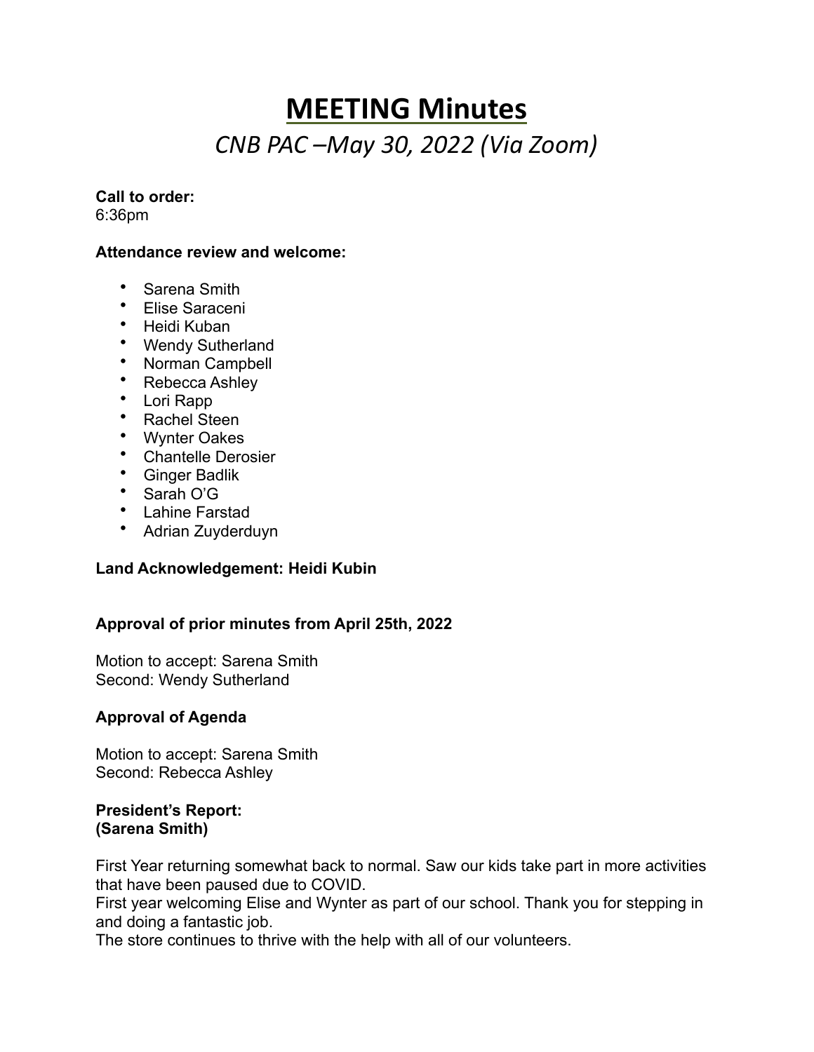# MEETING Minutes

## *CNB PAC –May 30, 2022 (Via Zoom)*

**Call to order:**
6:36pm

**Attendance review and welcome:**

- Sarena Smith
- Elise Saraceni
- Heidi Kuban
- Wendy Sutherland
- Norman Campbell
- Rebecca Ashley
- Lori Rapp
- Rachel Steen
- Wynter Oakes
- Chantelle Derosier
- Ginger Badlik
- Sarah O'G
- Lahine Farstad
- Adrian Zuyderduyn

**Land Acknowledgement: Heidi Kubin**

**Approval of prior minutes from April 25th, 2022**

Motion to accept: Sarena Smith
Second: Wendy Sutherland

**Approval of Agenda**

Motion to accept: Sarena Smith
Second: Rebecca Ashley

**President's Report:**
**(Sarena Smith)**

First Year returning somewhat back to normal. Saw our kids take part in more activities that have been paused due to COVID.
First year welcoming Elise and Wynter as part of our school. Thank you for stepping in and doing a fantastic job.
The store continues to thrive with the help with all of our volunteers.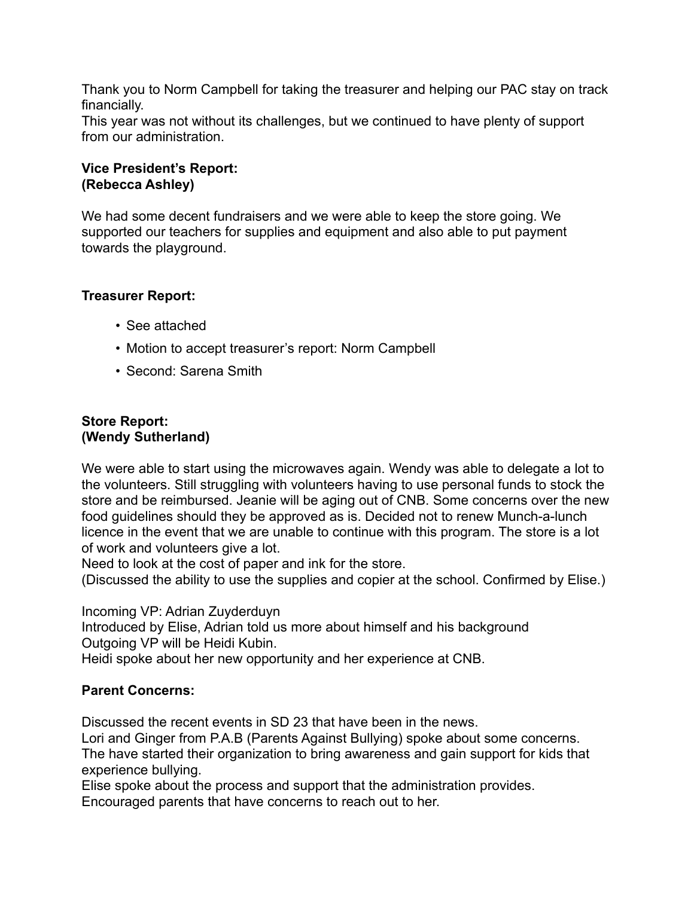Thank you to Norm Campbell for taking the treasurer and helping our PAC stay on track financially.
This year was not without its challenges, but we continued to have plenty of support from our administration.

**Vice President's Report:**
**(Rebecca Ashley)**

We had some decent fundraisers and we were able to keep the store going. We supported our teachers for supplies and equipment and also able to put payment towards the playground.

**Treasurer Report:**

- See attached
- Motion to accept treasurer's report: Norm Campbell
- Second: Sarena Smith

**Store Report:**
**(Wendy Sutherland)**

We were able to start using the microwaves again. Wendy was able to delegate a lot to the volunteers. Still struggling with volunteers having to use personal funds to stock the store and be reimbursed. Jeanie will be aging out of CNB. Some concerns over the new food guidelines should they be approved as is. Decided not to renew Munch-a-lunch licence in the event that we are unable to continue with this program. The store is a lot of work and volunteers give a lot.
Need to look at the cost of paper and ink for the store.
(Discussed the ability to use the supplies and copier at the school. Confirmed by Elise.)

Incoming VP: Adrian Zuyderduyn
Introduced by Elise, Adrian told us more about himself and his background
Outgoing VP will be Heidi Kubin.
Heidi spoke about her new opportunity and her experience at CNB.

**Parent Concerns:**

Discussed the recent events in SD 23 that have been in the news.
Lori and Ginger from P.A.B (Parents Against Bullying) spoke about some concerns.
The have started their organization to bring awareness and gain support for kids that experience bullying.
Elise spoke about the process and support that the administration provides.
Encouraged parents that have concerns to reach out to her.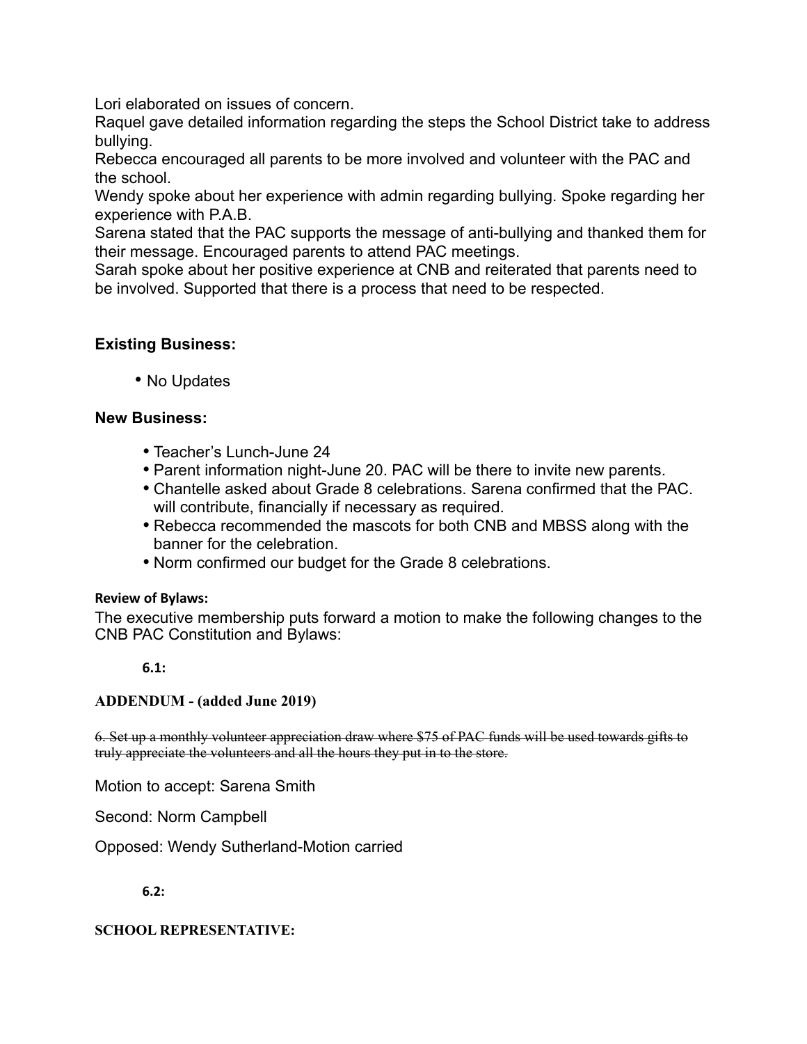Lori elaborated on issues of concern.
Raquel gave detailed information regarding the steps the School District take to address bullying.
Rebecca encouraged all parents to be more involved and volunteer with the PAC and the school.
Wendy spoke about her experience with admin regarding bullying. Spoke regarding her experience with P.A.B.
Sarena stated that the PAC supports the message of anti-bullying and thanked them for their message. Encouraged parents to attend PAC meetings.
Sarah spoke about her positive experience at CNB and reiterated that parents need to be involved. Supported that there is a process that need to be respected.

### Existing Business:

- No Updates

### New Business:

- Teacher's Lunch-June 24
- Parent information night-June 20. PAC will be there to invite new parents.
- Chantelle asked about Grade 8 celebrations. Sarena confirmed that the PAC. will contribute, financially if necessary as required.
- Rebecca recommended the mascots for both CNB and MBSS along with the banner for the celebration.
- Norm confirmed our budget for the Grade 8 celebrations.

**Review of Bylaws:**

The executive membership puts forward a motion to make the following changes to the CNB PAC Constitution and Bylaws:

**6.1:**

**ADDENDUM - (added June 2019)**

~~6. Set up a monthly volunteer appreciation draw where $75 of PAC funds will be used towards gifts to truly appreciate the volunteers and all the hours they put in to the store.~~

Motion to accept: Sarena Smith

Second: Norm Campbell

Opposed: Wendy Sutherland-Motion carried

**6.2:**

**SCHOOL REPRESENTATIVE:**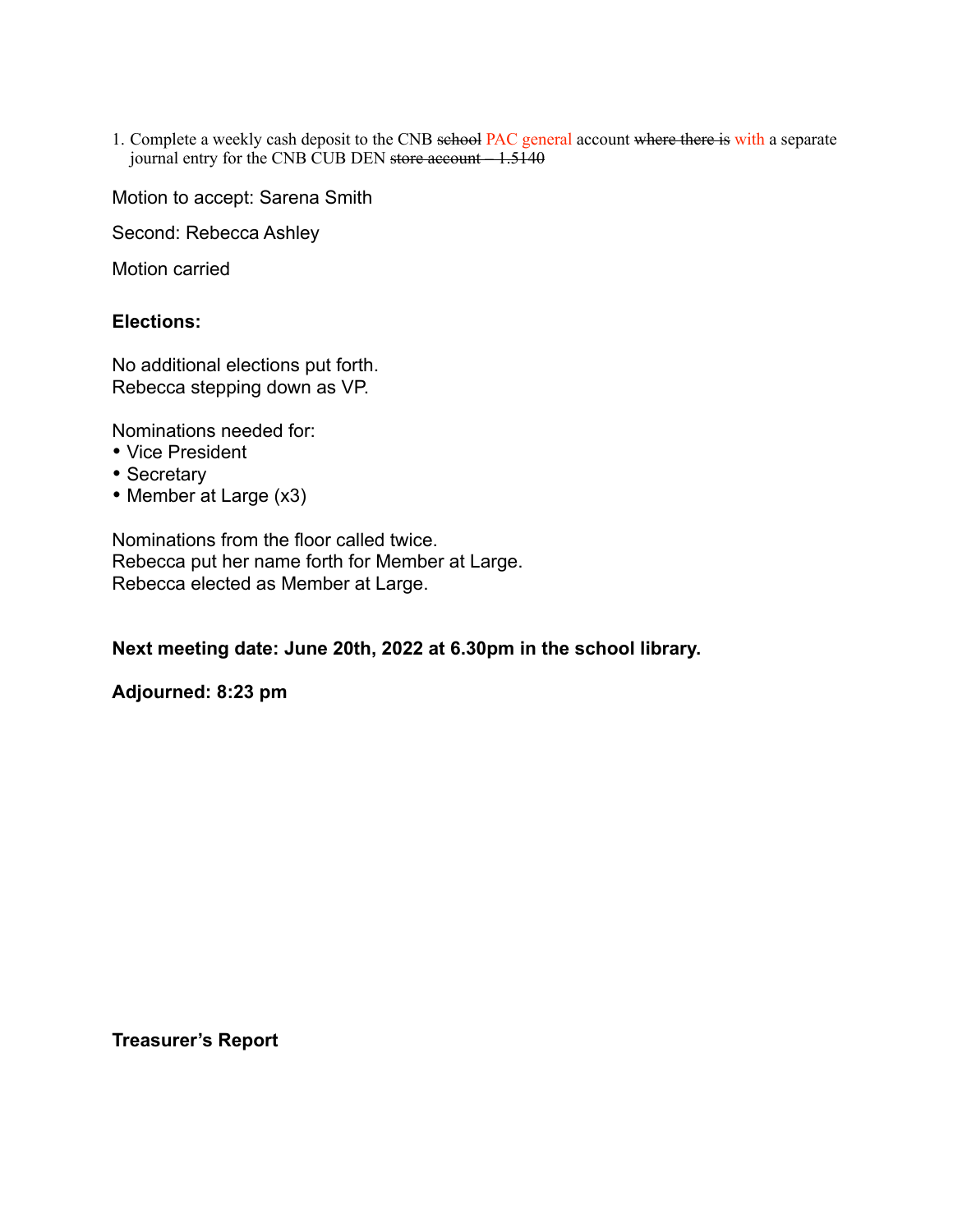1. Complete a weekly cash deposit to the CNB ~~school~~ PAC general account ~~where there is~~ with a separate journal entry for the CNB CUB DEN ~~store account – 1.5140~~

Motion to accept: Sarena Smith

Second: Rebecca Ashley

Motion carried

**Elections:**

No additional elections put forth.
Rebecca stepping down as VP.

Nominations needed for:

- Vice President
- Secretary
- Member at Large (x3)

Nominations from the floor called twice.
Rebecca put her name forth for Member at Large.
Rebecca elected as Member at Large.

**Next meeting date: June 20th, 2022 at 6.30pm in the school library.**

**Adjourned: 8:23 pm**

**Treasurer's Report**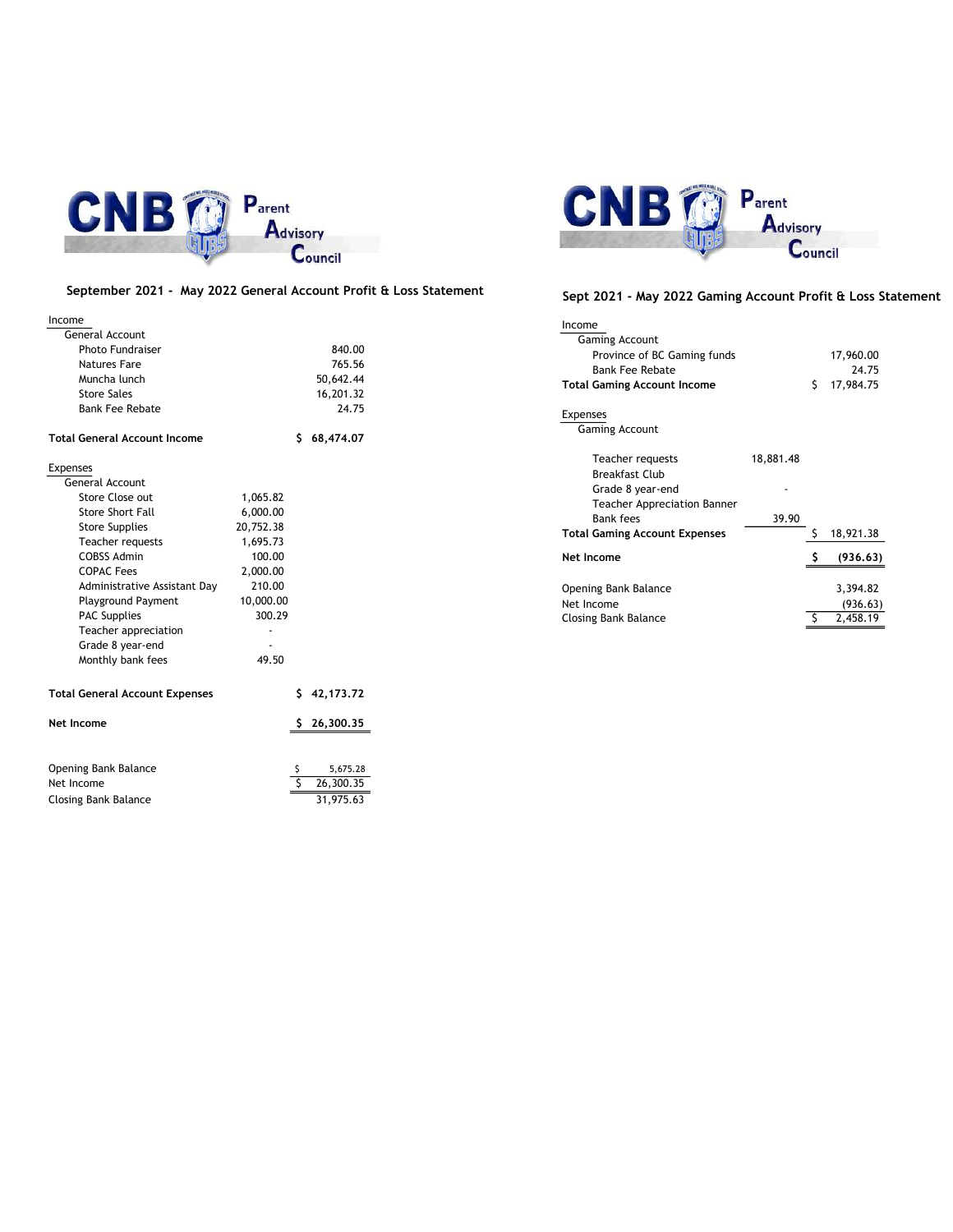CNB Parent Advisory Council

## September 2021 - May 2022 General Account Profit & Loss Statement

| | | |
|---|---|---|
| **Income** | | |
| General Account | | |
| Photo Fundraiser | | 840.00 |
| Natures Fare | | 765.56 |
| Muncha lunch | | 50,642.44 |
| Store Sales | | 16,201.32 |
| Bank Fee Rebate | | 24.75 |
| **Total General Account Income** | | **$ 68,474.07** |
| **Expenses** | | |
| General Account | | |
| Store Close out | 1,065.82 | |
| Store Short Fall | 6,000.00 | |
| Store Supplies | 20,752.38 | |
| Teacher requests | 1,695.73 | |
| COBSS Admin | 100.00 | |
| COPAC Fees | 2,000.00 | |
| Administrative Assistant Day | 210.00 | |
| Playground Payment | 10,000.00 | |
| PAC Supplies | 300.29 | |
| Teacher appreciation | - | |
| Grade 8 year-end | - | |
| Monthly bank fees | 49.50 | |
| **Total General Account Expenses** | | **$ 42,173.72** |
| **Net Income** | | **$ 26,300.35** |
| Opening Bank Balance | | $ 5,675.28 |
| Net Income | | $ 26,300.35 |
| Closing Bank Balance | | 31,975.63 |

CNB Parent Advisory Council

## Sept 2021 - May 2022 Gaming Account Profit & Loss Statement

| | | |
|---|---|---|
| **Income** | | |
| Gaming Account | | |
| Province of BC Gaming funds | | 17,960.00 |
| Bank Fee Rebate | | 24.75 |
| **Total Gaming Account Income** | | **$ 17,984.75** |
| **Expenses** | | |
| Gaming Account | | |
| Teacher requests | 18,881.48 | |
| Breakfast Club | | |
| Grade 8 year-end | - | |
| Teacher Appreciation Banner | | |
| Bank fees | 39.90 | |
| **Total Gaming Account Expenses** | | **$ 18,921.38** |
| **Net Income** | | **$ (936.63)** |
| Opening Bank Balance | | 3,394.82 |
| Net Income | | (936.63) |
| Closing Bank Balance | | $ 2,458.19 |